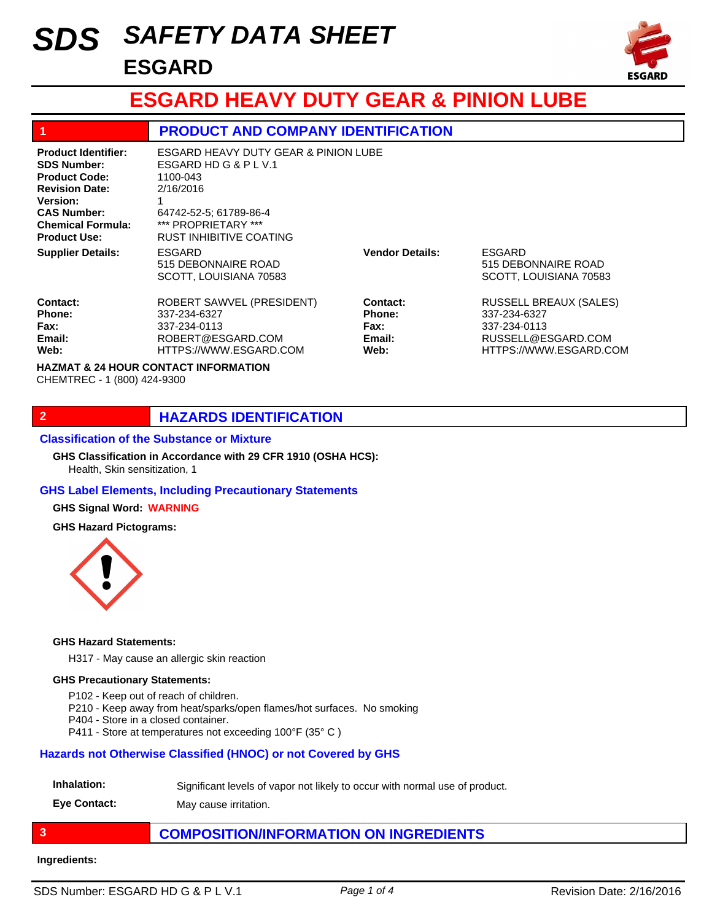# SDS SAFETY DATA SHEET

## ESGARD

# ESGARD HEAVY DUTY GEAR & PINION LUBE

## 1 PRODUCT AND COMPANY IDENTIFICATION

**Product Identifier:** ESGARD HEAVY DUTY GEAR & PINION LUBE
**SDS Number:** ESGARD HD G & P L V.1
**Product Code:** 1100-043
**Revision Date:** 2/16/2016
**Version:** 1
**CAS Number:** 64742-52-5; 61789-86-4
**Chemical Formula:** *** PROPRIETARY ***
**Product Use:** RUST INHIBITIVE COATING

| | Supplier Details | | Vendor Details |
|---|---|---|---|
| | ESGARD<br>515 DEBONNAIRE ROAD<br>SCOTT, LOUISIANA 70583 | | ESGARD<br>515 DEBONNAIRE ROAD<br>SCOTT, LOUISIANA 70583 |
| **Contact:** | ROBERT SAWVEL (PRESIDENT) | **Contact:** | RUSSELL BREAUX (SALES) |
| **Phone:** | 337-234-6327 | **Phone:** | 337-234-6327 |
| **Fax:** | 337-234-0113 | **Fax:** | 337-234-0113 |
| **Email:** | ROBERT@ESGARD.COM | **Email:** | RUSSELL@ESGARD.COM |
| **Web:** | HTTPS://WWW.ESGARD.COM | **Web:** | HTTPS://WWW.ESGARD.COM |

**HAZMAT & 24 HOUR CONTACT INFORMATION**
CHEMTREC - 1 (800) 424-9300

## 2 HAZARDS IDENTIFICATION

### Classification of the Substance or Mixture

**GHS Classification in Accordance with 29 CFR 1910 (OSHA HCS):**
Health, Skin sensitization, 1

### GHS Label Elements, Including Precautionary Statements

**GHS Signal Word:** WARNING

**GHS Hazard Pictograms:**

**GHS Hazard Statements:**

H317 - May cause an allergic skin reaction

**GHS Precautionary Statements:**

P102 - Keep out of reach of children.
P210 - Keep away from heat/sparks/open flames/hot surfaces. No smoking
P404 - Store in a closed container.
P411 - Store at temperatures not exceeding 100°F (35° C )

### Hazards not Otherwise Classified (HNOC) or not Covered by GHS

**Inhalation:** Significant levels of vapor not likely to occur with normal use of product.

**Eye Contact:** May cause irritation.

## 3 COMPOSITION/INFORMATION ON INGREDIENTS

**Ingredients:**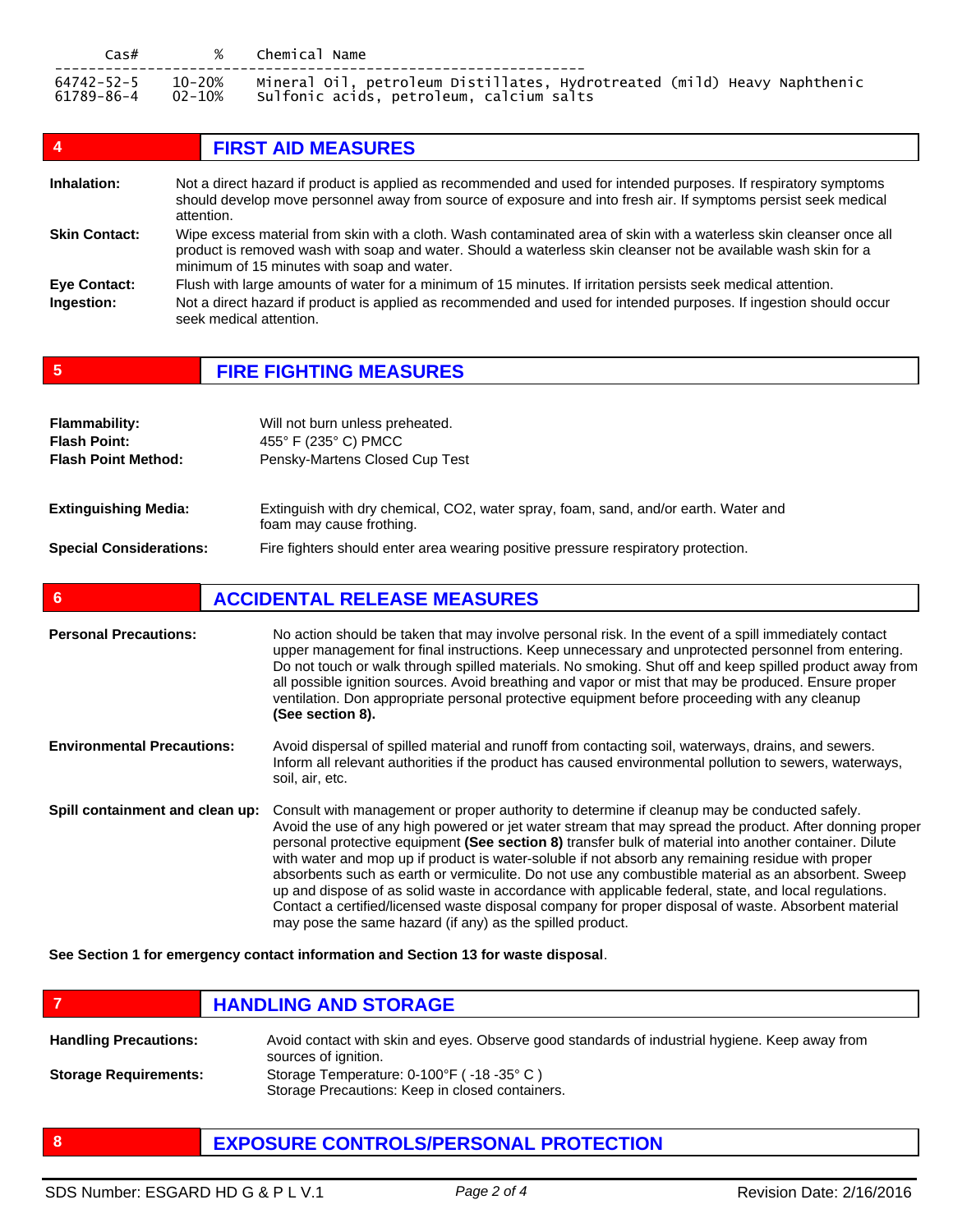| Cas# | % | Chemical Name |
|---|---|---|
| 64742-52-5 | 10-20% | Mineral Oil, petroleum Distillates, Hydrotreated (mild) Heavy Naphthenic |
| 61789-86-4 | 02-10% | Sulfonic acids, petroleum, calcium salts |

## 4 FIRST AID MEASURES

**Inhalation:** Not a direct hazard if product is applied as recommended and used for intended purposes. If respiratory symptoms should develop move personnel away from source of exposure and into fresh air. If symptoms persist seek medical attention.

**Skin Contact:** Wipe excess material from skin with a cloth. Wash contaminated area of skin with a waterless skin cleanser once all product is removed wash with soap and water. Should a waterless skin cleanser not be available wash skin for a minimum of 15 minutes with soap and water.

**Eye Contact:** Flush with large amounts of water for a minimum of 15 minutes. If irritation persists seek medical attention.

**Ingestion:** Not a direct hazard if product is applied as recommended and used for intended purposes. If ingestion should occur seek medical attention.

## 5 FIRE FIGHTING MEASURES

**Flammability:** Will not burn unless preheated.
**Flash Point:** 455° F (235° C) PMCC
**Flash Point Method:** Pensky-Martens Closed Cup Test

**Extinguishing Media:** Extinguish with dry chemical, $CO_2$, water spray, foam, sand, and/or earth. Water and foam may cause frothing.

**Special Considerations:** Fire fighters should enter area wearing positive pressure respiratory protection.

## 6 ACCIDENTAL RELEASE MEASURES

**Personal Precautions:** No action should be taken that may involve personal risk. In the event of a spill immediately contact upper management for final instructions. Keep unnecessary and unprotected personnel from entering. Do not touch or walk through spilled materials. No smoking. Shut off and keep spilled product away from all possible ignition sources. Avoid breathing and vapor or mist that may be produced. Ensure proper ventilation. Don appropriate personal protective equipment before proceeding with any cleanup **(See section 8).**

**Environmental Precautions:** Avoid dispersal of spilled material and runoff from contacting soil, waterways, drains, and sewers. Inform all relevant authorities if the product has caused environmental pollution to sewers, waterways, soil, air, etc.

**Spill containment and clean up:** Consult with management or proper authority to determine if cleanup may be conducted safely. Avoid the use of any high powered or jet water stream that may spread the product. After donning proper personal protective equipment **(See section 8)** transfer bulk of material into another container. Dilute with water and mop up if product is water-soluble if not absorb any remaining residue with proper absorbents such as earth or vermiculite. Do not use any combustible material as an absorbent. Sweep up and dispose of as solid waste in accordance with applicable federal, state, and local regulations. Contact a certified/licensed waste disposal company for proper disposal of waste. Absorbent material may pose the same hazard (if any) as the spilled product.

**See Section 1 for emergency contact information and Section 13 for waste disposal**.

## 7 HANDLING AND STORAGE

**Handling Precautions:** Avoid contact with skin and eyes. Observe good standards of industrial hygiene. Keep away from sources of ignition.

**Storage Requirements:** Storage Temperature: 0-100°F ( -18 -35° C )
Storage Precautions: Keep in closed containers.

## 8 EXPOSURE CONTROLS/PERSONAL PROTECTION

SDS Number: ESGARD HD G & P L V.1 | Revision Date: 2/16/2016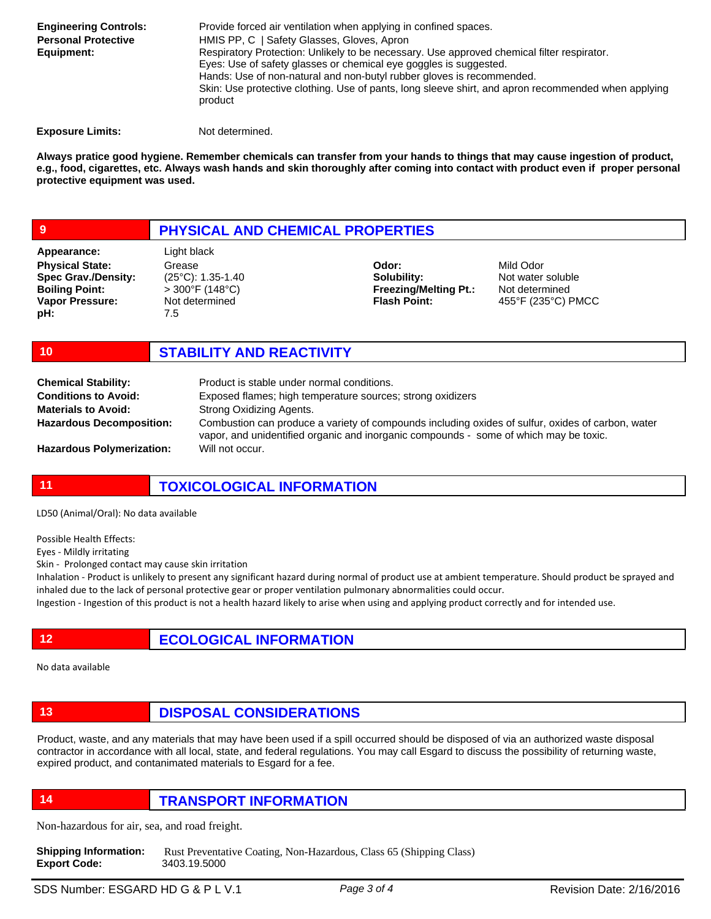**Engineering Controls:** Provide forced air ventilation when applying in confined spaces.

**Personal Protective Equipment:** HMIS PP, C | Safety Glasses, Gloves, Apron
Respiratory Protection: Unlikely to be necessary. Use approved chemical filter respirator.
Eyes: Use of safety glasses or chemical eye goggles is suggested.
Hands: Use of non-natural and non-butyl rubber gloves is recommended.
Skin: Use protective clothing. Use of pants, long sleeve shirt, and apron recommended when applying product

**Exposure Limits:** Not determined.

**Always pratice good hygiene. Remember chemicals can transfer from your hands to things that may cause ingestion of product, e.g., food, cigarettes, etc. Always wash hands and skin thoroughly after coming into contact with product even if proper personal protective equipment was used.**

## 9 PHYSICAL AND CHEMICAL PROPERTIES

| | | | |
|---|---|---|---|
| **Appearance:** | Light black | | |
| **Physical State:** | Grease | **Odor:** | Mild Odor |
| **Spec Grav./Density:** | (25°C): 1.35-1.40 | **Solubility:** | Not water soluble |
| **Boiling Point:** | > 300°F (148°C) | **Freezing/Melting Pt.:** | Not determined |
| **Vapor Pressure:** | Not determined | **Flash Point:** | 455°F (235°C) PMCC |
| **pH:** | 7.5 | | |

## 10 STABILITY AND REACTIVITY

**Chemical Stability:** Product is stable under normal conditions.

**Conditions to Avoid:** Exposed flames; high temperature sources; strong oxidizers

**Materials to Avoid:** Strong Oxidizing Agents.

**Hazardous Decomposition:** Combustion can produce a variety of compounds including oxides of sulfur, oxides of carbon, water vapor, and unidentified organic and inorganic compounds - some of which may be toxic.

**Hazardous Polymerization:** Will not occur.

## 11 TOXICOLOGICAL INFORMATION

LD50 (Animal/Oral): No data available

Possible Health Effects:
Eyes - Mildly irritating
Skin - Prolonged contact may cause skin irritation
Inhalation - Product is unlikely to present any significant hazard during normal of product use at ambient temperature. Should product be sprayed and inhaled due to the lack of personal protective gear or proper ventilation pulmonary abnormalities could occur.
Ingestion - Ingestion of this product is not a health hazard likely to arise when using and applying product correctly and for intended use.

## 12 ECOLOGICAL INFORMATION

No data available

## 13 DISPOSAL CONSIDERATIONS

Product, waste, and any materials that may have been used if a spill occurred should be disposed of via an authorized waste disposal contractor in accordance with all local, state, and federal regulations. You may call Esgard to discuss the possibility of returning waste, expired product, and contanimated materials to Esgard for a fee.

## 14 TRANSPORT INFORMATION

Non-hazardous for air, sea, and road freight.

**Shipping Information:** Rust Preventative Coating, Non-Hazardous, Class 65 (Shipping Class)
**Export Code:** 3403.19.5000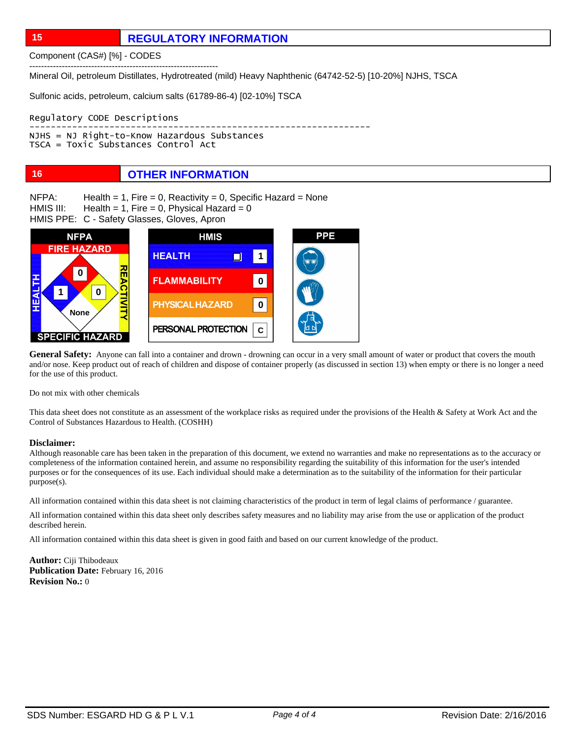## 15 REGULATORY INFORMATION

Component (CAS#) [%] - CODES

----------------------------------------------------------------

Mineral Oil, petroleum Distillates, Hydrotreated (mild) Heavy Naphthenic (64742-52-5) [10-20%] NJHS, TSCA

Sulfonic acids, petroleum, calcium salts (61789-86-4) [02-10%] TSCA

```
Regulatory CODE Descriptions
----------------------------------------------------------------
NJHS = NJ Right-to-Know Hazardous Substances
TSCA = Toxic Substances Control Act
```

## 16 OTHER INFORMATION

NFPA: Health = 1, Fire = 0, Reactivity = 0, Specific Hazard = None
HMIS III: Health = 1, Fire = 0, Physical Hazard = 0
HMIS PPE: C - Safety Glasses, Gloves, Apron

NFPA
FIRE HAZARD
0
HEALTH
1
REACTIVITY
0
None
SPECIFIC HAZARD

| HMIS | |
|---|---|
| HEALTH | 1 |
| FLAMMABILITY | 0 |
| PHYSICAL HAZARD | 0 |
| PERSONAL PROTECTION | C |

PPE

**General Safety:** Anyone can fall into a container and drown - drowning can occur in a very small amount of water or product that covers the mouth and/or nose. Keep product out of reach of children and dispose of container properly (as discussed in section 13) when empty or there is no longer a need for the use of this product.

Do not mix with other chemicals

This data sheet does not constitute as an assessment of the workplace risks as required under the provisions of the Health & Safety at Work Act and the Control of Substances Hazardous to Health. (COSHH)

**Disclaimer:**
Although reasonable care has been taken in the preparation of this document, we extend no warranties and make no representations as to the accuracy or completeness of the information contained herein, and assume no responsibility regarding the suitability of this information for the user's intended purposes or for the consequences of its use. Each individual should make a determination as to the suitability of the information for their particular purpose(s).

All information contained within this data sheet is not claiming characteristics of the product in term of legal claims of performance / guarantee.

All information contained within this data sheet only describes safety measures and no liability may arise from the use or application of the product described herein.

All information contained within this data sheet is given in good faith and based on our current knowledge of the product.

**Author:** Ciji Thibodeaux
**Publication Date:** February 16, 2016
**Revision No.:** 0

SDS Number: ESGARD HD G & P L V.1 Revision Date: 2/16/2016